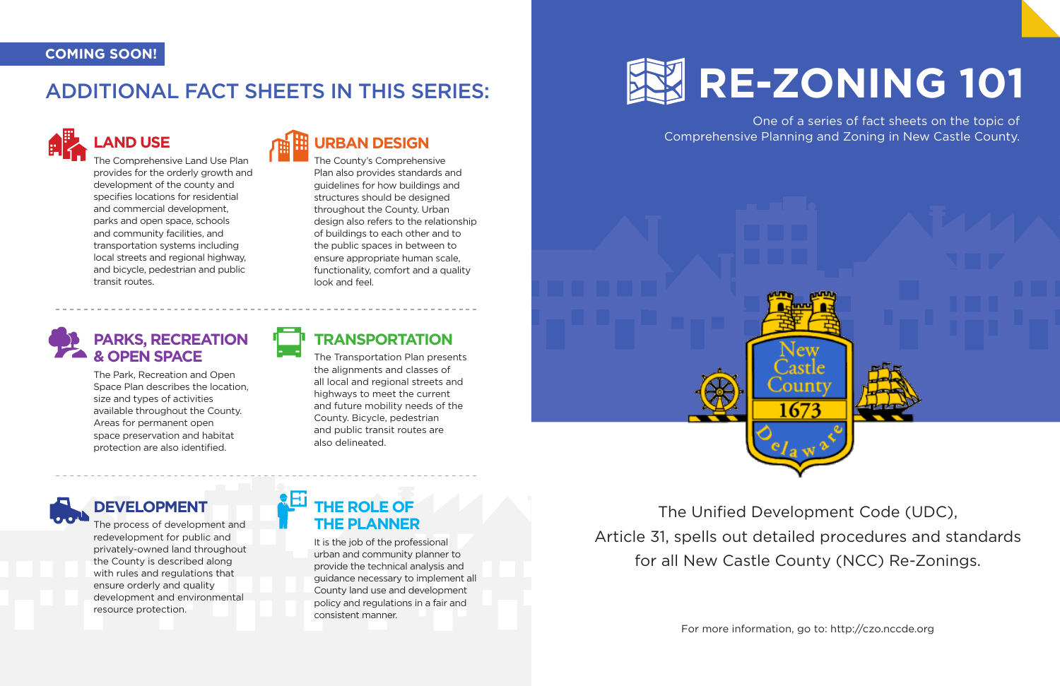# RE-ZONING 101

One of a series of fact sheets on the topic of Comprehensive Planning and Zoning in New Castle County.

New Castle County 1673 Delaware

The Unified Development Code (UDC), Article 31, spells out detailed procedures and standards for all New Castle County (NCC) Re-Zonings.

For more information, go to: http://czo.nccde.org

**COMING SOON!**

## ADDITIONAL FACT SHEETS IN THIS SERIES:

### LAND USE

The Comprehensive Land Use Plan provides for the orderly growth and development of the county and specifies locations for residential and commercial development, parks and open space, schools and community facilities, and transportation systems including local streets and regional highway, and bicycle, pedestrian and public transit routes.

### URBAN DESIGN

The County's Comprehensive Plan also provides standards and guidelines for how buildings and structures should be designed throughout the County. Urban design also refers to the relationship of buildings to each other and to the public spaces in between to ensure appropriate human scale, functionality, comfort and a quality look and feel.

### PARKS, RECREATION & OPEN SPACE

The Park, Recreation and Open Space Plan describes the location, size and types of activities available throughout the County. Areas for permanent open space preservation and habitat protection are also identified.

### TRANSPORTATION

The Transportation Plan presents the alignments and classes of all local and regional streets and highways to meet the current and future mobility needs of the County. Bicycle, pedestrian and public transit routes are also delineated.

### DEVELOPMENT

The process of development and redevelopment for public and privately-owned land throughout the County is described along with rules and regulations that ensure orderly and quality development and environmental resource protection.

### THE ROLE OF THE PLANNER

It is the job of the professional urban and community planner to provide the technical analysis and guidance necessary to implement all County land use and development policy and regulations in a fair and consistent manner.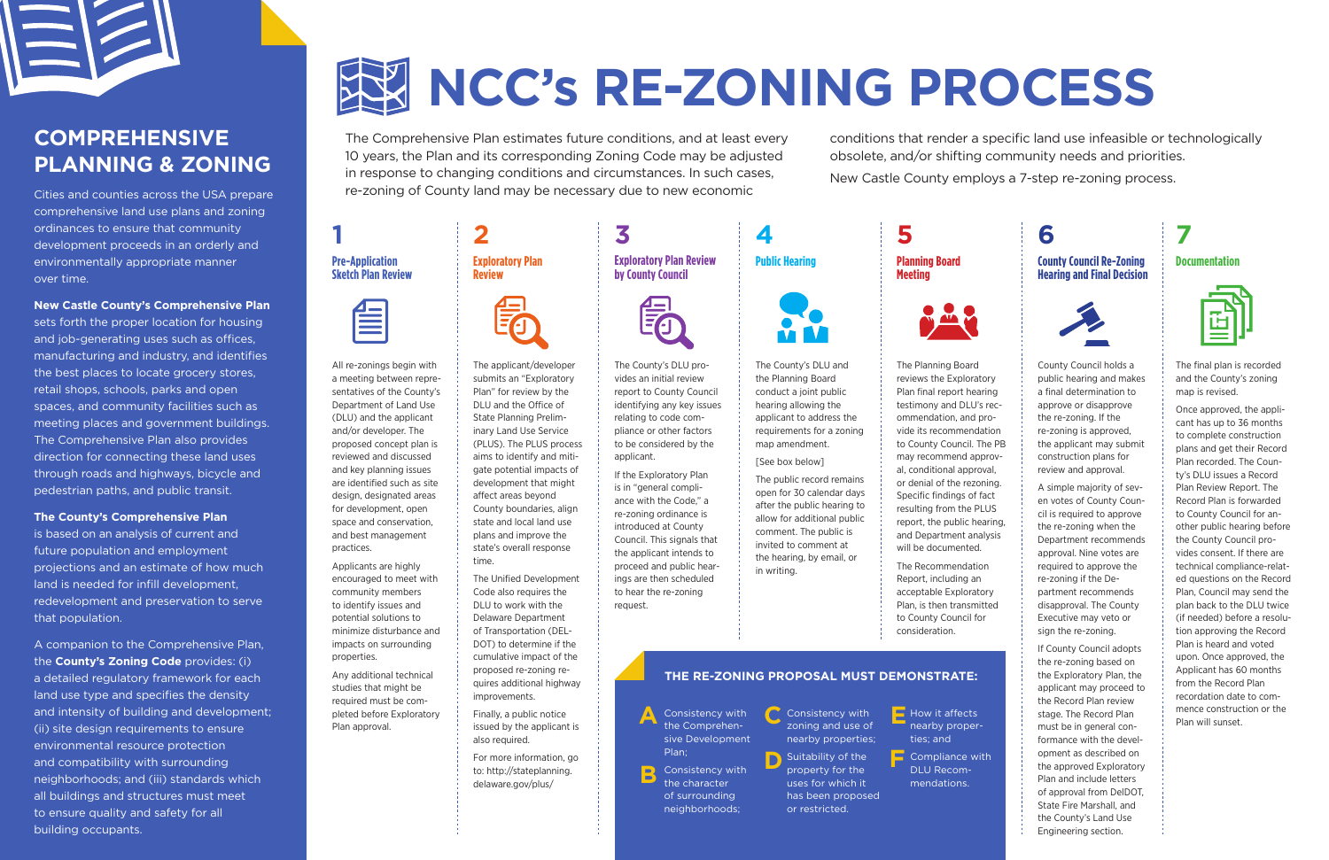## COMPREHENSIVE PLANNING & ZONING

Cities and counties across the USA prepare comprehensive land use plans and zoning ordinances to ensure that community development proceeds in an orderly and environmentally appropriate manner over time.

**New Castle County's Comprehensive Plan** sets forth the proper location for housing and job-generating uses such as offices, manufacturing and industry, and identifies the best places to locate grocery stores, retail shops, schools, parks and open spaces, and community facilities such as meeting places and government buildings. The Comprehensive Plan also provides direction for connecting these land uses through roads and highways, bicycle and pedestrian paths, and public transit.

**The County's Comprehensive Plan** is based on an analysis of current and future population and employment projections and an estimate of how much land is needed for infill development, redevelopment and preservation to serve that population.

A companion to the Comprehensive Plan, the **County's Zoning Code** provides: (i) a detailed regulatory framework for each land use type and specifies the density and intensity of building and development; (ii) site design requirements to ensure environmental resource protection and compatibility with surrounding neighborhoods; and (iii) standards which all buildings and structures must meet to ensure quality and safety for all building occupants.

# NCC's RE-ZONING PROCESS

The Comprehensive Plan estimates future conditions, and at least every 10 years, the Plan and its corresponding Zoning Code may be adjusted in response to changing conditions and circumstances. In such cases, re-zoning of County land may be necessary due to new economic conditions that render a specific land use infeasible or technologically obsolete, and/or shifting community needs and priorities.

New Castle County employs a 7-step re-zoning process.

### 1 Pre-Application Sketch Plan Review

All re-zonings begin with a meeting between representatives of the County's Department of Land Use (DLU) and the applicant and/or developer. The proposed concept plan is reviewed and discussed and key planning issues are identified such as site design, designated areas for development, open space and conservation, and best management practices.

Applicants are highly encouraged to meet with community members to identify issues and potential solutions to minimize disturbance and impacts on surrounding properties.

Any additional technical studies that might be required must be completed before Exploratory Plan approval.

### 2 Exploratory Plan Review

The applicant/developer submits an "Exploratory Plan" for review by the DLU and the Office of State Planning Preliminary Land Use Service (PLUS). The PLUS process aims to identify and mitigate potential impacts of development that might affect areas beyond County boundaries, align state and local land use plans and improve the state's overall response time.

The Unified Development Code also requires the DLU to work with the Delaware Department of Transportation (DelDOT) to determine if the cumulative impact of the proposed re-zoning requires additional highway improvements.

Finally, a public notice issued by the applicant is also required.

For more information, go to: http://stateplanning.delaware.gov/plus/

### 3 Exploratory Plan Review by County Council

The County's DLU provides an initial review report to County Council identifying any key issues relating to code compliance or other factors to be considered by the applicant.

If the Exploratory Plan is in "general compliance with the Code," a re-zoning ordinance is introduced at County Council. This signals that the applicant intends to proceed and public hearings are then scheduled to hear the re-zoning request.

### 4 Public Hearing

The County's DLU and the Planning Board conduct a joint public hearing allowing the applicant to address the requirements for a zoning map amendment.

[See box below]

The public record remains open for 30 calendar days after the public hearing to allow for additional public comment. The public is invited to comment at the hearing, by email, or in writing.

### 5 Planning Board Meeting

The Planning Board reviews the Exploratory Plan final report hearing testimony and DLU's recommendation and provide its recommendation to County Council. The PB may recommend approval, conditional approval, or denial of the rezoning. Specific findings of fact resulting from the PLUS report, the public hearing, and Department analysis will be documented.

The Recommendation Report, including an acceptable Exploratory Plan, is then transmitted to County Council for consideration.

### 6 County Council Re-Zoning Hearing and Final Decision

County Council holds a public hearing and makes a final determination to approve or disapprove the re-zoning. If the re-zoning is approved, the applicant may submit construction plans for review and approval.

A simple majority of seven votes of County Council is required to approve the re-zoning when the Department recommends approval. Nine votes are required to approve the re-zoning if the Department recommends disapproval. The County Executive may veto or sign the re-zoning.

If County Council adopts the re-zoning based on the Exploratory Plan, the applicant may proceed to the Record Plan review stage. The Record Plan must be in general conformance with the development as described on the approved Exploratory Plan and include letters of approval from DelDOT, State Fire Marshall, and the County's Land Use Engineering section.

### 7 Documentation

The final plan is recorded and the County's zoning map is revised.

Once approved, the applicant has up to 36 months to complete construction plans and get their Record Plan recorded. The County's DLU issues a Record Plan Review Report. The Record Plan is forwarded to County Council for another public hearing before the County Council provides consent. If there are technical compliance-related questions on the Record Plan, Council may send the plan back to the DLU twice (if needed) before a resolution approving the Record Plan is heard and voted upon. Once approved, the Applicant has 60 months from the Record Plan recordation date to commence construction or the Plan will sunset.

### THE RE-ZONING PROPOSAL MUST DEMONSTRATE:

- **A** Consistency with the Comprehensive Development Plan;
- **B** Consistency with the character of surrounding neighborhoods;
- **C** Consistency with zoning and use of nearby properties;
- **D** Suitability of the property for the uses for which it has been proposed or restricted.
- **E** How it affects nearby properties; and
- **F** Compliance with DLU Recommendations.